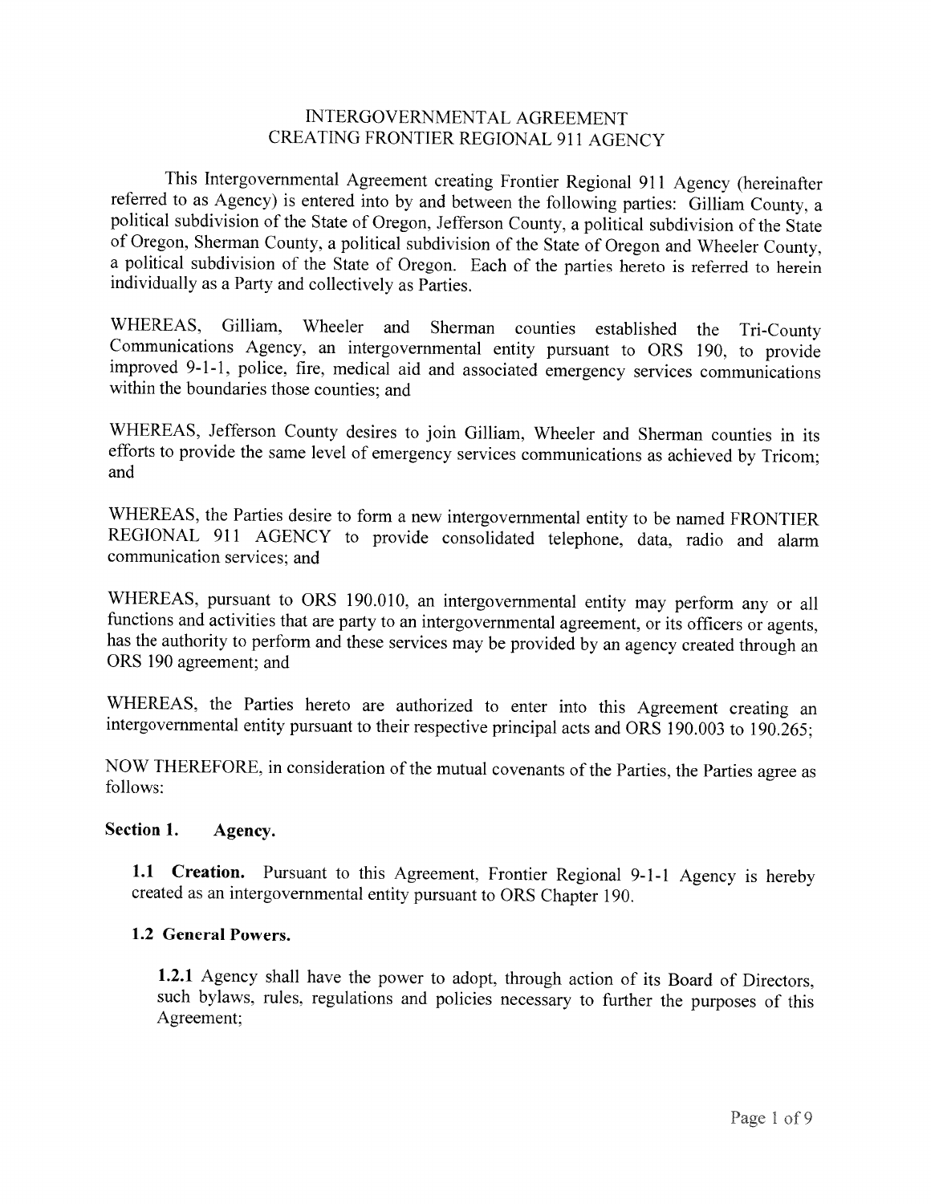# INTERGOVERNMENTAL AGREEMENT
# CREATING FRONTIER REGIONAL 911 AGENCY

This Intergovernmental Agreement creating Frontier Regional 911 Agency (hereinafter referred to as Agency) is entered into by and between the following parties: Gilliam County, a political subdivision of the State of Oregon, Jefferson County, a political subdivision of the State of Oregon, Sherman County, a political subdivision of the State of Oregon and Wheeler County, a political subdivision of the State of Oregon. Each of the parties hereto is referred to herein individually as a Party and collectively as Parties.

WHEREAS, Gilliam, Wheeler and Sherman counties established the Tri-County Communications Agency, an intergovernmental entity pursuant to ORS 190, to provide improved 9-1-1, police, fire, medical aid and associated emergency services communications within the boundaries those counties; and

WHEREAS, Jefferson County desires to join Gilliam, Wheeler and Sherman counties in its efforts to provide the same level of emergency services communications as achieved by Tricom; and

WHEREAS, the Parties desire to form a new intergovernmental entity to be named FRONTIER REGIONAL 911 AGENCY to provide consolidated telephone, data, radio and alarm communication services; and

WHEREAS, pursuant to ORS 190.010, an intergovernmental entity may perform any or all functions and activities that are party to an intergovernmental agreement, or its officers or agents, has the authority to perform and these services may be provided by an agency created through an ORS 190 agreement; and

WHEREAS, the Parties hereto are authorized to enter into this Agreement creating an intergovernmental entity pursuant to their respective principal acts and ORS 190.003 to 190.265;

NOW THEREFORE, in consideration of the mutual covenants of the Parties, the Parties agree as follows:

## Section 1. Agency.

**1.1 Creation.** Pursuant to this Agreement, Frontier Regional 9-1-1 Agency is hereby created as an intergovernmental entity pursuant to ORS Chapter 190.

**1.2 General Powers.**

**1.2.1** Agency shall have the power to adopt, through action of its Board of Directors, such bylaws, rules, regulations and policies necessary to further the purposes of this Agreement;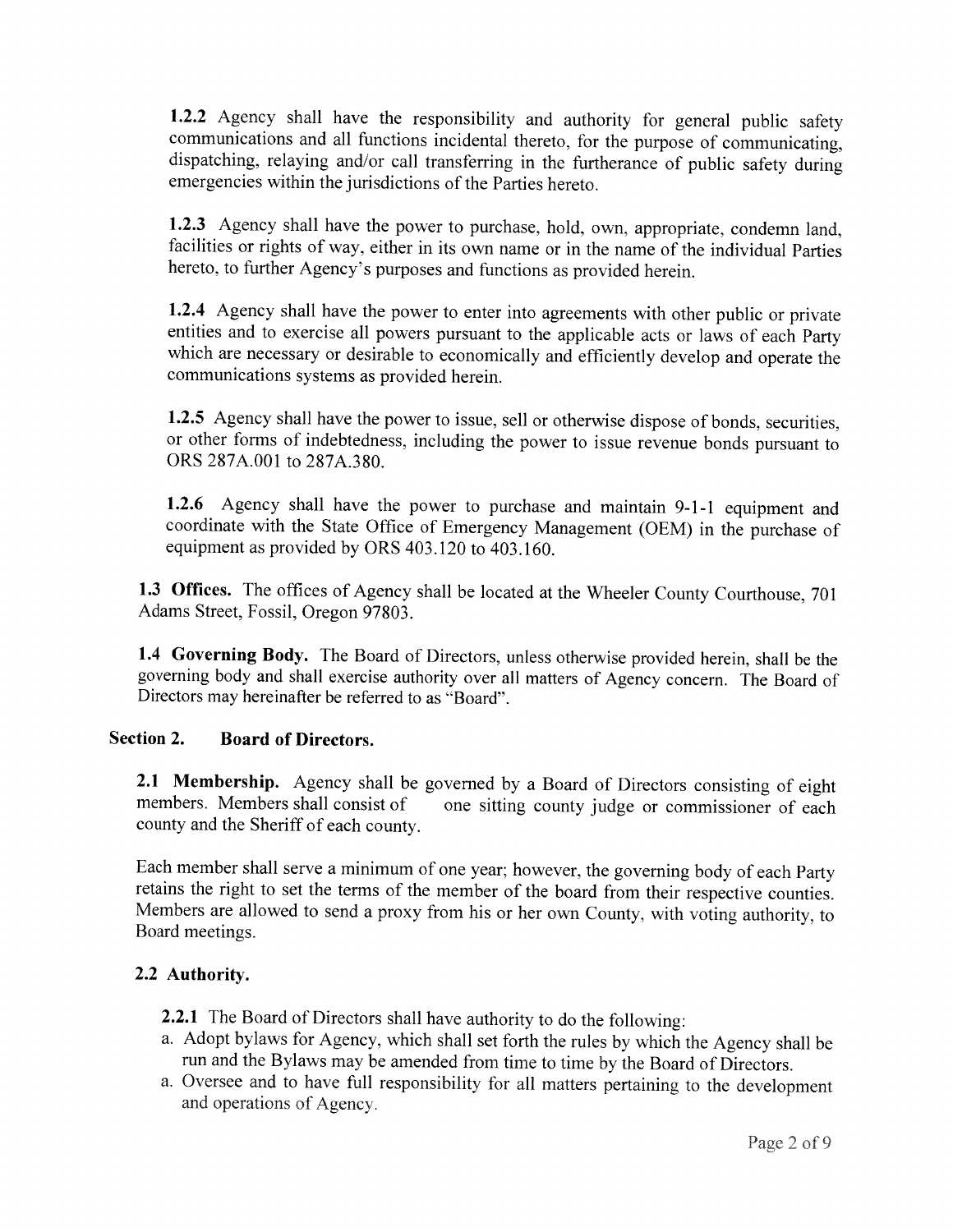**1.2.2** Agency shall have the responsibility and authority for general public safety communications and all functions incidental thereto, for the purpose of communicating, dispatching, relaying and/or call transferring in the furtherance of public safety during emergencies within the jurisdictions of the Parties hereto.

**1.2.3** Agency shall have the power to purchase, hold, own, appropriate, condemn land, facilities or rights of way, either in its own name or in the name of the individual Parties hereto, to further Agency's purposes and functions as provided herein.

**1.2.4** Agency shall have the power to enter into agreements with other public or private entities and to exercise all powers pursuant to the applicable acts or laws of each Party which are necessary or desirable to economically and efficiently develop and operate the communications systems as provided herein.

**1.2.5** Agency shall have the power to issue, sell or otherwise dispose of bonds, securities, or other forms of indebtedness, including the power to issue revenue bonds pursuant to ORS 287A.001 to 287A.380.

**1.2.6** Agency shall have the power to purchase and maintain 9-1-1 equipment and coordinate with the State Office of Emergency Management (OEM) in the purchase of equipment as provided by ORS 403.120 to 403.160.

**1.3 Offices.** The offices of Agency shall be located at the Wheeler County Courthouse, 701 Adams Street, Fossil, Oregon 97803.

**1.4 Governing Body.** The Board of Directors, unless otherwise provided herein, shall be the governing body and shall exercise authority over all matters of Agency concern. The Board of Directors may hereinafter be referred to as "Board".

## Section 2. Board of Directors.

**2.1 Membership.** Agency shall be governed by a Board of Directors consisting of eight members. Members shall consist of one sitting county judge or commissioner of each county and the Sheriff of each county.

Each member shall serve a minimum of one year; however, the governing body of each Party retains the right to set the terms of the member of the board from their respective counties. Members are allowed to send a proxy from his or her own County, with voting authority, to Board meetings.

### 2.2 Authority.

**2.2.1** The Board of Directors shall have authority to do the following:

a. Adopt bylaws for Agency, which shall set forth the rules by which the Agency shall be run and the Bylaws may be amended from time to time by the Board of Directors.
a. Oversee and to have full responsibility for all matters pertaining to the development and operations of Agency.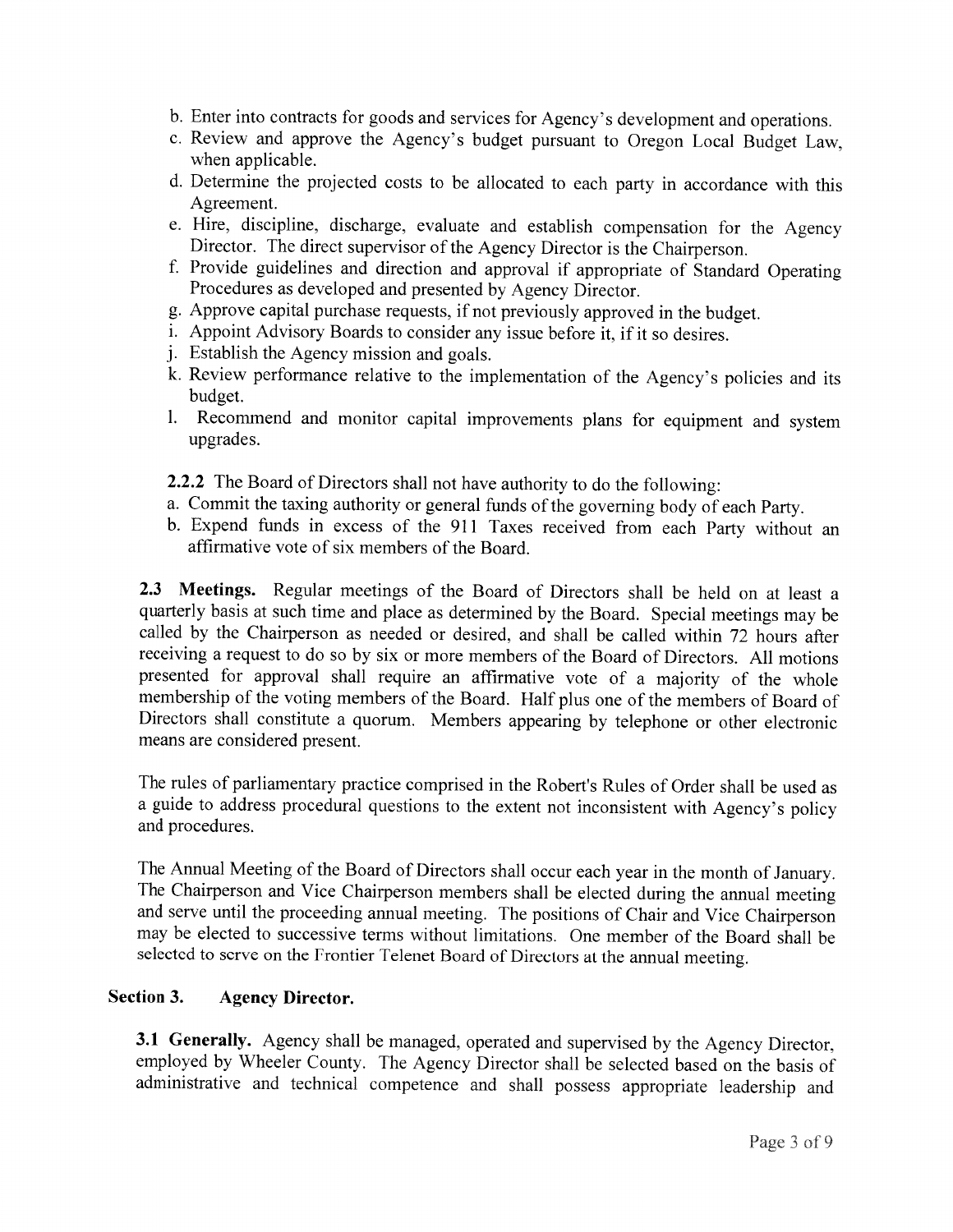b. Enter into contracts for goods and services for Agency's development and operations.
c. Review and approve the Agency's budget pursuant to Oregon Local Budget Law, when applicable.
d. Determine the projected costs to be allocated to each party in accordance with this Agreement.
e. Hire, discipline, discharge, evaluate and establish compensation for the Agency Director. The direct supervisor of the Agency Director is the Chairperson.
f. Provide guidelines and direction and approval if appropriate of Standard Operating Procedures as developed and presented by Agency Director.
g. Approve capital purchase requests, if not previously approved in the budget.
i. Appoint Advisory Boards to consider any issue before it, if it so desires.
j. Establish the Agency mission and goals.
k. Review performance relative to the implementation of the Agency's policies and its budget.
l. Recommend and monitor capital improvements plans for equipment and system upgrades.

**2.2.2** The Board of Directors shall not have authority to do the following:

a. Commit the taxing authority or general funds of the governing body of each Party.
b. Expend funds in excess of the 911 Taxes received from each Party without an affirmative vote of six members of the Board.

**2.3 Meetings.** Regular meetings of the Board of Directors shall be held on at least a quarterly basis at such time and place as determined by the Board. Special meetings may be called by the Chairperson as needed or desired, and shall be called within 72 hours after receiving a request to do so by six or more members of the Board of Directors. All motions presented for approval shall require an affirmative vote of a majority of the whole membership of the voting members of the Board. Half plus one of the members of Board of Directors shall constitute a quorum. Members appearing by telephone or other electronic means are considered present.

The rules of parliamentary practice comprised in the Robert's Rules of Order shall be used as a guide to address procedural questions to the extent not inconsistent with Agency's policy and procedures.

The Annual Meeting of the Board of Directors shall occur each year in the month of January. The Chairperson and Vice Chairperson members shall be elected during the annual meeting and serve until the proceeding annual meeting. The positions of Chair and Vice Chairperson may be elected to successive terms without limitations. One member of the Board shall be selected to serve on the Frontier Telenet Board of Directors at the annual meeting.

## Section 3. Agency Director.

**3.1 Generally.** Agency shall be managed, operated and supervised by the Agency Director, employed by Wheeler County. The Agency Director shall be selected based on the basis of administrative and technical competence and shall possess appropriate leadership and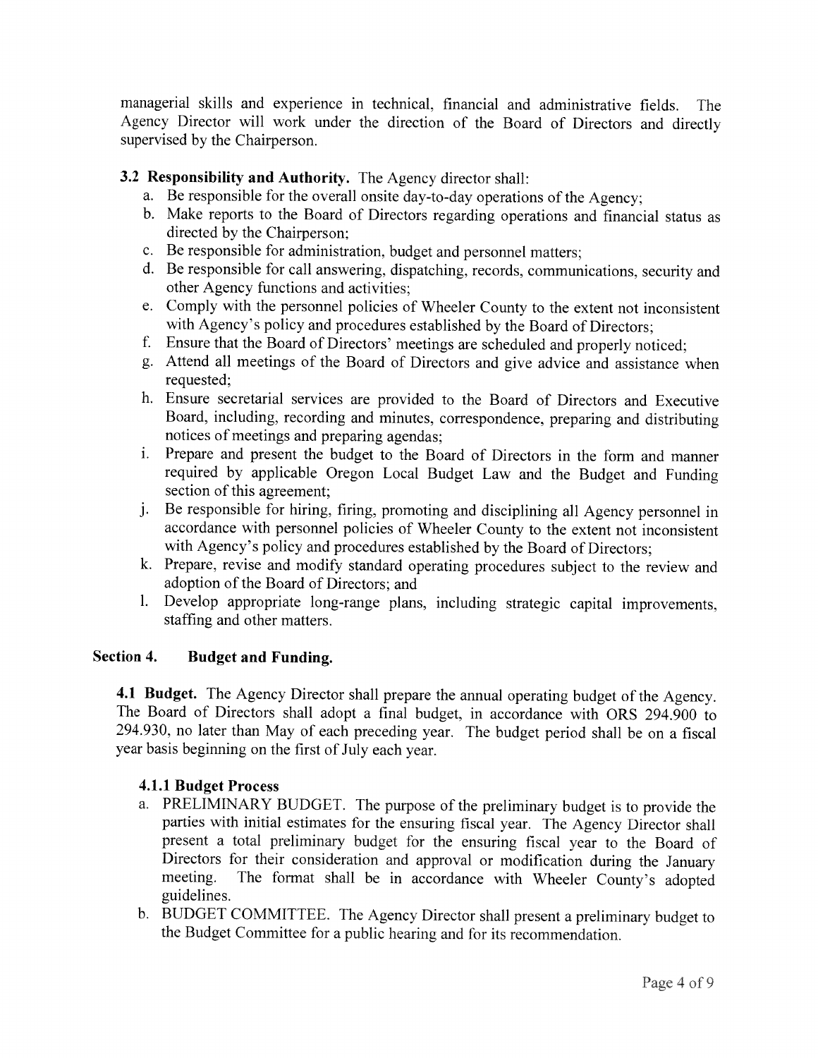managerial skills and experience in technical, financial and administrative fields. The Agency Director will work under the direction of the Board of Directors and directly supervised by the Chairperson.

**3.2 Responsibility and Authority.** The Agency director shall:

a. Be responsible for the overall onsite day-to-day operations of the Agency;
b. Make reports to the Board of Directors regarding operations and financial status as directed by the Chairperson;
c. Be responsible for administration, budget and personnel matters;
d. Be responsible for call answering, dispatching, records, communications, security and other Agency functions and activities;
e. Comply with the personnel policies of Wheeler County to the extent not inconsistent with Agency's policy and procedures established by the Board of Directors;
f. Ensure that the Board of Directors' meetings are scheduled and properly noticed;
g. Attend all meetings of the Board of Directors and give advice and assistance when requested;
h. Ensure secretarial services are provided to the Board of Directors and Executive Board, including, recording and minutes, correspondence, preparing and distributing notices of meetings and preparing agendas;
i. Prepare and present the budget to the Board of Directors in the form and manner required by applicable Oregon Local Budget Law and the Budget and Funding section of this agreement;
j. Be responsible for hiring, firing, promoting and disciplining all Agency personnel in accordance with personnel policies of Wheeler County to the extent not inconsistent with Agency's policy and procedures established by the Board of Directors;
k. Prepare, revise and modify standard operating procedures subject to the review and adoption of the Board of Directors; and
l. Develop appropriate long-range plans, including strategic capital improvements, staffing and other matters.

## Section 4. Budget and Funding.

**4.1 Budget.** The Agency Director shall prepare the annual operating budget of the Agency. The Board of Directors shall adopt a final budget, in accordance with ORS 294.900 to 294.930, no later than May of each preceding year. The budget period shall be on a fiscal year basis beginning on the first of July each year.

### 4.1.1 Budget Process

a. PRELIMINARY BUDGET. The purpose of the preliminary budget is to provide the parties with initial estimates for the ensuring fiscal year. The Agency Director shall present a total preliminary budget for the ensuring fiscal year to the Board of Directors for their consideration and approval or modification during the January meeting. The format shall be in accordance with Wheeler County's adopted guidelines.
b. BUDGET COMMITTEE. The Agency Director shall present a preliminary budget to the Budget Committee for a public hearing and for its recommendation.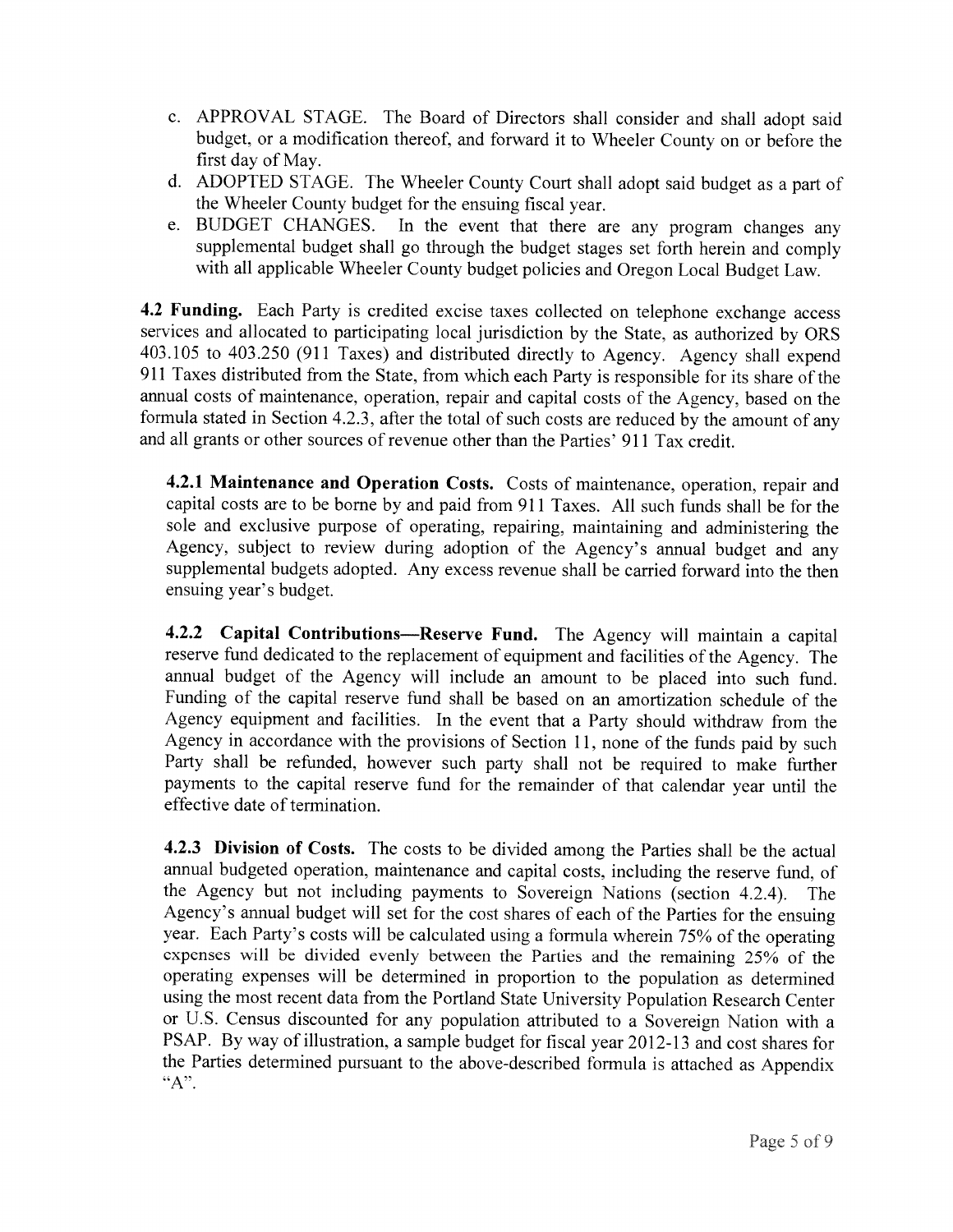c. APPROVAL STAGE. The Board of Directors shall consider and shall adopt said budget, or a modification thereof, and forward it to Wheeler County on or before the first day of May.

d. ADOPTED STAGE. The Wheeler County Court shall adopt said budget as a part of the Wheeler County budget for the ensuing fiscal year.

e. BUDGET CHANGES. In the event that there are any program changes any supplemental budget shall go through the budget stages set forth herein and comply with all applicable Wheeler County budget policies and Oregon Local Budget Law.

**4.2 Funding.** Each Party is credited excise taxes collected on telephone exchange access services and allocated to participating local jurisdiction by the State, as authorized by ORS 403.105 to 403.250 (911 Taxes) and distributed directly to Agency. Agency shall expend 911 Taxes distributed from the State, from which each Party is responsible for its share of the annual costs of maintenance, operation, repair and capital costs of the Agency, based on the formula stated in Section 4.2.3, after the total of such costs are reduced by the amount of any and all grants or other sources of revenue other than the Parties' 911 Tax credit.

**4.2.1 Maintenance and Operation Costs.** Costs of maintenance, operation, repair and capital costs are to be borne by and paid from 911 Taxes. All such funds shall be for the sole and exclusive purpose of operating, repairing, maintaining and administering the Agency, subject to review during adoption of the Agency's annual budget and any supplemental budgets adopted. Any excess revenue shall be carried forward into the then ensuing year's budget.

**4.2.2 Capital Contributions—Reserve Fund.** The Agency will maintain a capital reserve fund dedicated to the replacement of equipment and facilities of the Agency. The annual budget of the Agency will include an amount to be placed into such fund. Funding of the capital reserve fund shall be based on an amortization schedule of the Agency equipment and facilities. In the event that a Party should withdraw from the Agency in accordance with the provisions of Section 11, none of the funds paid by such Party shall be refunded, however such party shall not be required to make further payments to the capital reserve fund for the remainder of that calendar year until the effective date of termination.

**4.2.3 Division of Costs.** The costs to be divided among the Parties shall be the actual annual budgeted operation, maintenance and capital costs, including the reserve fund, of the Agency but not including payments to Sovereign Nations (section 4.2.4). The Agency's annual budget will set for the cost shares of each of the Parties for the ensuing year. Each Party's costs will be calculated using a formula wherein 75% of the operating expenses will be divided evenly between the Parties and the remaining 25% of the operating expenses will be determined in proportion to the population as determined using the most recent data from the Portland State University Population Research Center or U.S. Census discounted for any population attributed to a Sovereign Nation with a PSAP. By way of illustration, a sample budget for fiscal year 2012-13 and cost shares for the Parties determined pursuant to the above-described formula is attached as Appendix "A".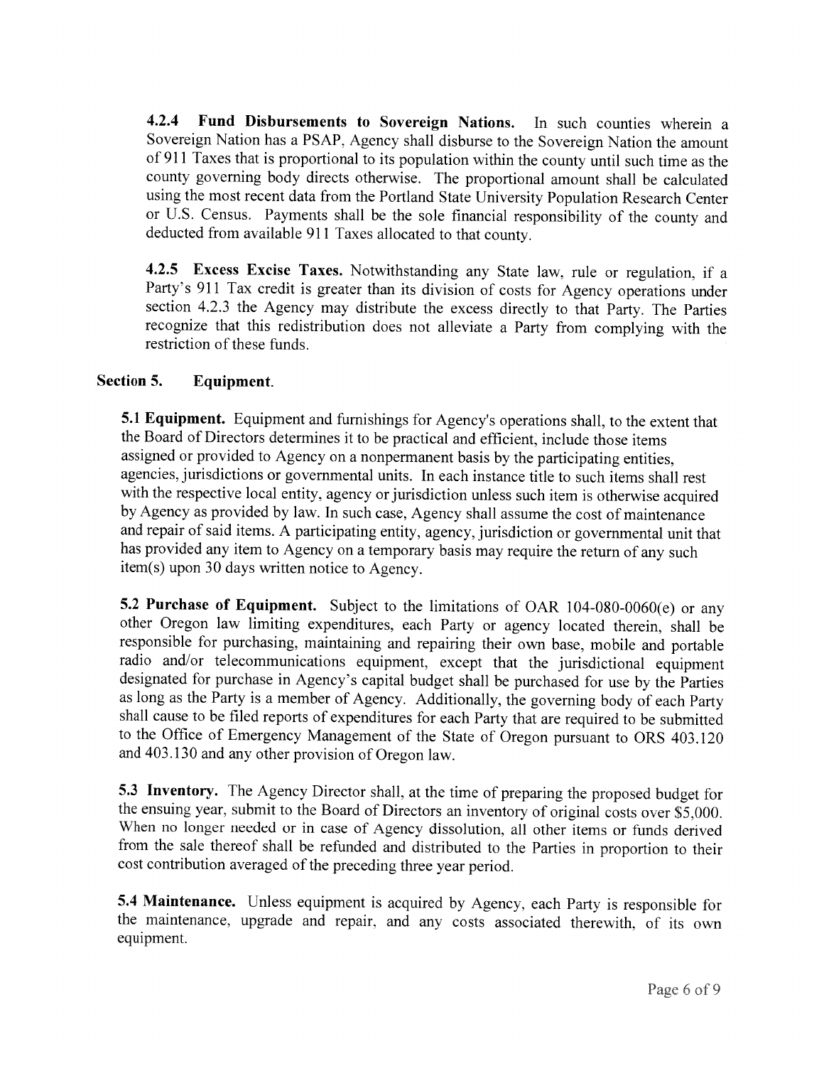**4.2.4 Fund Disbursements to Sovereign Nations.** In such counties wherein a Sovereign Nation has a PSAP, Agency shall disburse to the Sovereign Nation the amount of 911 Taxes that is proportional to its population within the county until such time as the county governing body directs otherwise. The proportional amount shall be calculated using the most recent data from the Portland State University Population Research Center or U.S. Census. Payments shall be the sole financial responsibility of the county and deducted from available 911 Taxes allocated to that county.

**4.2.5 Excess Excise Taxes.** Notwithstanding any State law, rule or regulation, if a Party's 911 Tax credit is greater than its division of costs for Agency operations under section 4.2.3 the Agency may distribute the excess directly to that Party. The Parties recognize that this redistribution does not alleviate a Party from complying with the restriction of these funds.

## Section 5. Equipment.

**5.1 Equipment.** Equipment and furnishings for Agency's operations shall, to the extent that the Board of Directors determines it to be practical and efficient, include those items assigned or provided to Agency on a nonpermanent basis by the participating entities, agencies, jurisdictions or governmental units. In each instance title to such items shall rest with the respective local entity, agency or jurisdiction unless such item is otherwise acquired by Agency as provided by law. In such case, Agency shall assume the cost of maintenance and repair of said items. A participating entity, agency, jurisdiction or governmental unit that has provided any item to Agency on a temporary basis may require the return of any such item(s) upon 30 days written notice to Agency.

**5.2 Purchase of Equipment.** Subject to the limitations of OAR 104-080-0060(e) or any other Oregon law limiting expenditures, each Party or agency located therein, shall be responsible for purchasing, maintaining and repairing their own base, mobile and portable radio and/or telecommunications equipment, except that the jurisdictional equipment designated for purchase in Agency's capital budget shall be purchased for use by the Parties as long as the Party is a member of Agency. Additionally, the governing body of each Party shall cause to be filed reports of expenditures for each Party that are required to be submitted to the Office of Emergency Management of the State of Oregon pursuant to ORS 403.120 and 403.130 and any other provision of Oregon law.

**5.3 Inventory.** The Agency Director shall, at the time of preparing the proposed budget for the ensuing year, submit to the Board of Directors an inventory of original costs over $5,000. When no longer needed or in case of Agency dissolution, all other items or funds derived from the sale thereof shall be refunded and distributed to the Parties in proportion to their cost contribution averaged of the preceding three year period.

**5.4 Maintenance.** Unless equipment is acquired by Agency, each Party is responsible for the maintenance, upgrade and repair, and any costs associated therewith, of its own equipment.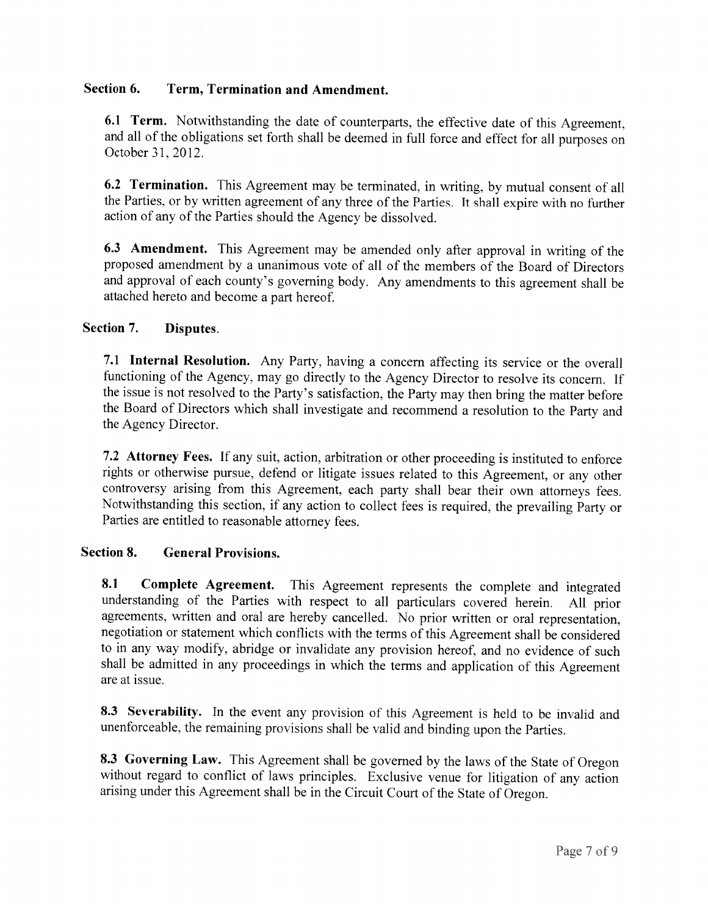## Section 6. Term, Termination and Amendment.

**6.1 Term.** Notwithstanding the date of counterparts, the effective date of this Agreement, and all of the obligations set forth shall be deemed in full force and effect for all purposes on October 31, 2012.

**6.2 Termination.** This Agreement may be terminated, in writing, by mutual consent of all the Parties, or by written agreement of any three of the Parties. It shall expire with no further action of any of the Parties should the Agency be dissolved.

**6.3 Amendment.** This Agreement may be amended only after approval in writing of the proposed amendment by a unanimous vote of all of the members of the Board of Directors and approval of each county's governing body. Any amendments to this agreement shall be attached hereto and become a part hereof.

## Section 7. Disputes.

**7.1 Internal Resolution.** Any Party, having a concern affecting its service or the overall functioning of the Agency, may go directly to the Agency Director to resolve its concern. If the issue is not resolved to the Party's satisfaction, the Party may then bring the matter before the Board of Directors which shall investigate and recommend a resolution to the Party and the Agency Director.

**7.2 Attorney Fees.** If any suit, action, arbitration or other proceeding is instituted to enforce rights or otherwise pursue, defend or litigate issues related to this Agreement, or any other controversy arising from this Agreement, each party shall bear their own attorneys fees. Notwithstanding this section, if any action to collect fees is required, the prevailing Party or Parties are entitled to reasonable attorney fees.

## Section 8. General Provisions.

**8.1 Complete Agreement.** This Agreement represents the complete and integrated understanding of the Parties with respect to all particulars covered herein. All prior agreements, written and oral are hereby cancelled. No prior written or oral representation, negotiation or statement which conflicts with the terms of this Agreement shall be considered to in any way modify, abridge or invalidate any provision hereof, and no evidence of such shall be admitted in any proceedings in which the terms and application of this Agreement are at issue.

**8.3 Severability.** In the event any provision of this Agreement is held to be invalid and unenforceable, the remaining provisions shall be valid and binding upon the Parties.

**8.3 Governing Law.** This Agreement shall be governed by the laws of the State of Oregon without regard to conflict of laws principles. Exclusive venue for litigation of any action arising under this Agreement shall be in the Circuit Court of the State of Oregon.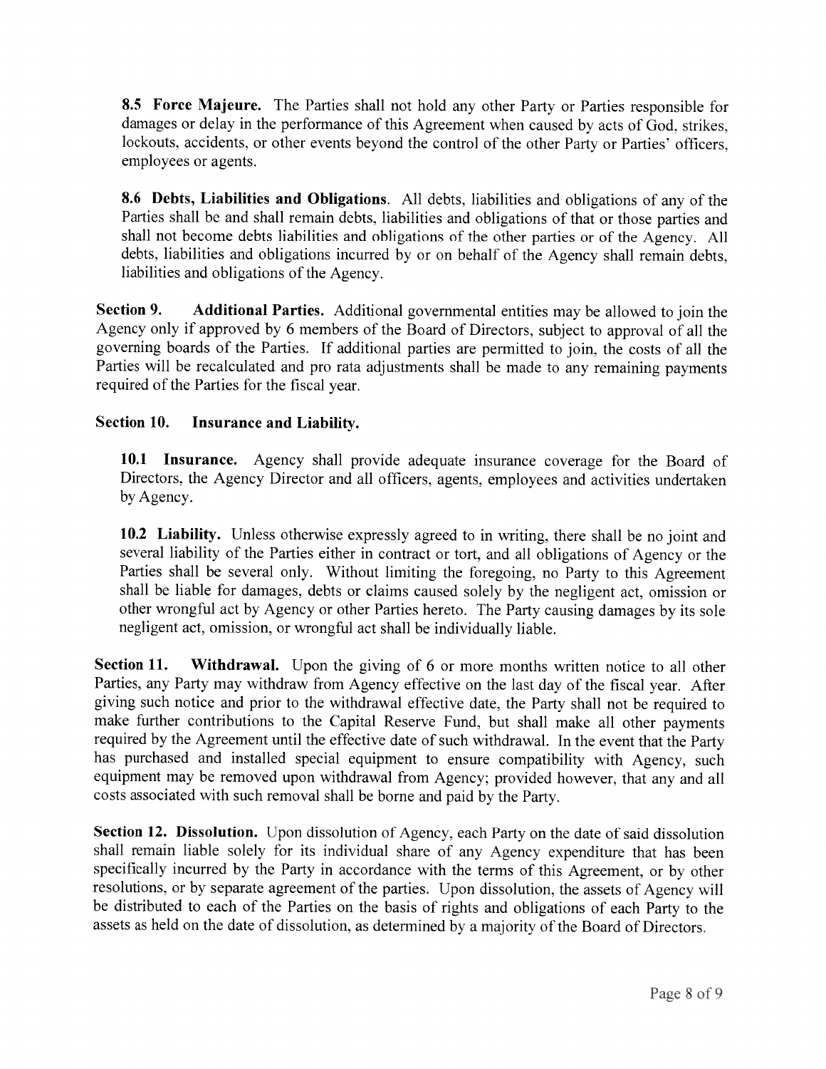**8.5 Force Majeure.** The Parties shall not hold any other Party or Parties responsible for damages or delay in the performance of this Agreement when caused by acts of God, strikes, lockouts, accidents, or other events beyond the control of the other Party or Parties' officers, employees or agents.

**8.6 Debts, Liabilities and Obligations**. All debts, liabilities and obligations of any of the Parties shall be and shall remain debts, liabilities and obligations of that or those parties and shall not become debts liabilities and obligations of the other parties or of the Agency. All debts, liabilities and obligations incurred by or on behalf of the Agency shall remain debts, liabilities and obligations of the Agency.

**Section 9. Additional Parties.** Additional governmental entities may be allowed to join the Agency only if approved by 6 members of the Board of Directors, subject to approval of all the governing boards of the Parties. If additional parties are permitted to join, the costs of all the Parties will be recalculated and pro rata adjustments shall be made to any remaining payments required of the Parties for the fiscal year.

**Section 10. Insurance and Liability.**

**10.1 Insurance.** Agency shall provide adequate insurance coverage for the Board of Directors, the Agency Director and all officers, agents, employees and activities undertaken by Agency.

**10.2 Liability.** Unless otherwise expressly agreed to in writing, there shall be no joint and several liability of the Parties either in contract or tort, and all obligations of Agency or the Parties shall be several only. Without limiting the foregoing, no Party to this Agreement shall be liable for damages, debts or claims caused solely by the negligent act, omission or other wrongful act by Agency or other Parties hereto. The Party causing damages by its sole negligent act, omission, or wrongful act shall be individually liable.

**Section 11. Withdrawal.** Upon the giving of 6 or more months written notice to all other Parties, any Party may withdraw from Agency effective on the last day of the fiscal year. After giving such notice and prior to the withdrawal effective date, the Party shall not be required to make further contributions to the Capital Reserve Fund, but shall make all other payments required by the Agreement until the effective date of such withdrawal. In the event that the Party has purchased and installed special equipment to ensure compatibility with Agency, such equipment may be removed upon withdrawal from Agency; provided however, that any and all costs associated with such removal shall be borne and paid by the Party.

**Section 12. Dissolution.** Upon dissolution of Agency, each Party on the date of said dissolution shall remain liable solely for its individual share of any Agency expenditure that has been specifically incurred by the Party in accordance with the terms of this Agreement, or by other resolutions, or by separate agreement of the parties. Upon dissolution, the assets of Agency will be distributed to each of the Parties on the basis of rights and obligations of each Party to the assets as held on the date of dissolution, as determined by a majority of the Board of Directors.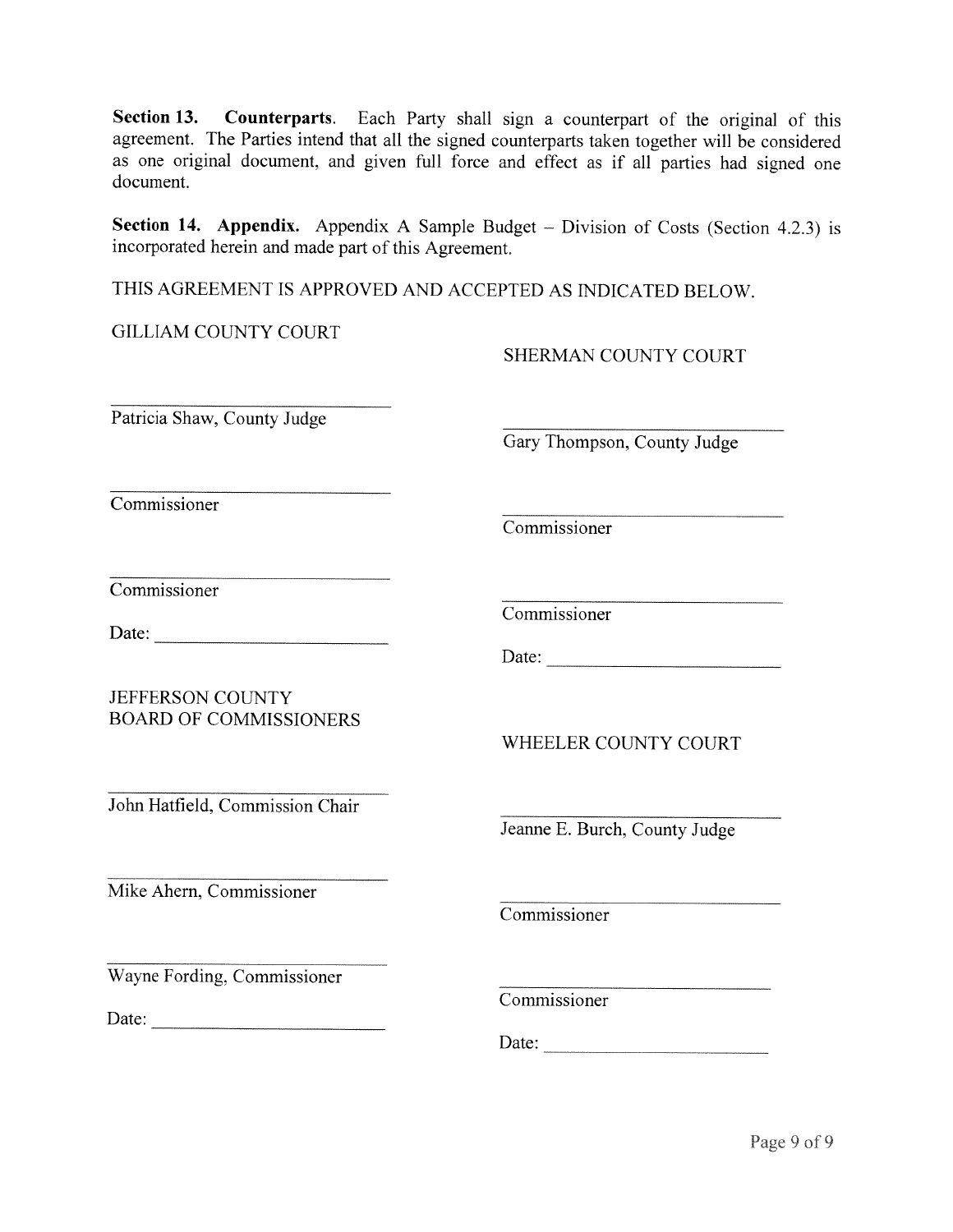**Section 13. Counterparts**. Each Party shall sign a counterpart of the original of this agreement. The Parties intend that all the signed counterparts taken together will be considered as one original document, and given full force and effect as if all parties had signed one document.

**Section 14. Appendix.** Appendix A Sample Budget – Division of Costs (Section 4.2.3) is incorporated herein and made part of this Agreement.

THIS AGREEMENT IS APPROVED AND ACCEPTED AS INDICATED BELOW.

GILLIAM COUNTY COURT

\_\_\_\_\_\_\_\_\_\_\_\_\_\_\_\_\_\_\_\_\_\_\_\_\_\_\_\_\_\_
Patricia Shaw, County Judge

\_\_\_\_\_\_\_\_\_\_\_\_\_\_\_\_\_\_\_\_\_\_\_\_\_\_\_\_\_\_
Commissioner

\_\_\_\_\_\_\_\_\_\_\_\_\_\_\_\_\_\_\_\_\_\_\_\_\_\_\_\_\_\_
Commissioner

Date: \_\_\_\_\_\_\_\_\_\_\_\_\_\_\_\_\_\_\_\_\_\_\_\_

SHERMAN COUNTY COURT

\_\_\_\_\_\_\_\_\_\_\_\_\_\_\_\_\_\_\_\_\_\_\_\_\_\_\_\_\_\_
Gary Thompson, County Judge

\_\_\_\_\_\_\_\_\_\_\_\_\_\_\_\_\_\_\_\_\_\_\_\_\_\_\_\_\_\_
Commissioner

\_\_\_\_\_\_\_\_\_\_\_\_\_\_\_\_\_\_\_\_\_\_\_\_\_\_\_\_\_\_
Commissioner

Date: \_\_\_\_\_\_\_\_\_\_\_\_\_\_\_\_\_\_\_\_\_\_\_\_

JEFFERSON COUNTY
BOARD OF COMMISSIONERS

\_\_\_\_\_\_\_\_\_\_\_\_\_\_\_\_\_\_\_\_\_\_\_\_\_\_\_\_\_\_
John Hatfield, Commission Chair

\_\_\_\_\_\_\_\_\_\_\_\_\_\_\_\_\_\_\_\_\_\_\_\_\_\_\_\_\_\_
Mike Ahern, Commissioner

\_\_\_\_\_\_\_\_\_\_\_\_\_\_\_\_\_\_\_\_\_\_\_\_\_\_\_\_\_\_
Wayne Fording, Commissioner

Date: \_\_\_\_\_\_\_\_\_\_\_\_\_\_\_\_\_\_\_\_\_\_\_\_

WHEELER COUNTY COURT

\_\_\_\_\_\_\_\_\_\_\_\_\_\_\_\_\_\_\_\_\_\_\_\_\_\_\_\_\_\_
Jeanne E. Burch, County Judge

\_\_\_\_\_\_\_\_\_\_\_\_\_\_\_\_\_\_\_\_\_\_\_\_\_\_\_\_\_\_
Commissioner

\_\_\_\_\_\_\_\_\_\_\_\_\_\_\_\_\_\_\_\_\_\_\_\_\_\_\_\_\_\_
Commissioner

Date: \_\_\_\_\_\_\_\_\_\_\_\_\_\_\_\_\_\_\_\_\_\_\_\_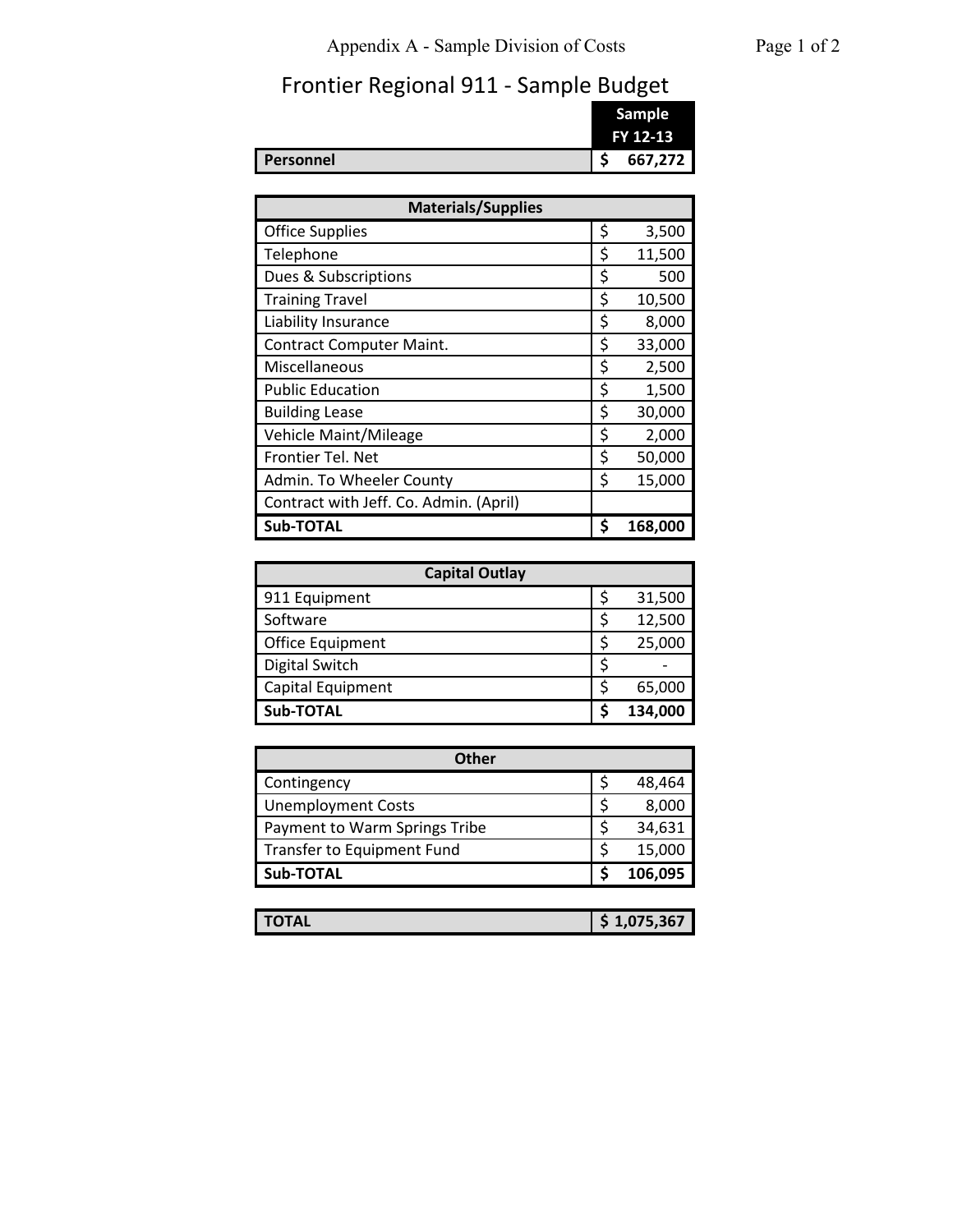# Frontier Regional 911 - Sample Budget

| | Sample FY 12-13 |
|---|---|
| **Personnel** | **$ 667,272** |

| Materials/Supplies | |
|---|---|
| Office Supplies | $ 3,500 |
| Telephone | $ 11,500 |
| Dues & Subscriptions | $ 500 |
| Training Travel | $ 10,500 |
| Liability Insurance | $ 8,000 |
| Contract Computer Maint. | $ 33,000 |
| Miscellaneous | $ 2,500 |
| Public Education | $ 1,500 |
| Building Lease | $ 30,000 |
| Vehicle Maint/Mileage | $ 2,000 |
| Frontier Tel. Net | $ 50,000 |
| Admin. To Wheeler County | $ 15,000 |
| Contract with Jeff. Co. Admin. (April) | |
| **Sub-TOTAL** | **$ 168,000** |

| Capital Outlay | |
|---|---|
| 911 Equipment | $ 31,500 |
| Software | $ 12,500 |
| Office Equipment | $ 25,000 |
| Digital Switch | $ - |
| Capital Equipment | $ 65,000 |
| **Sub-TOTAL** | **$ 134,000** |

| Other | |
|---|---|
| Contingency | $ 48,464 |
| Unemployment Costs | $ 8,000 |
| Payment to Warm Springs Tribe | $ 34,631 |
| Transfer to Equipment Fund | $ 15,000 |
| **Sub-TOTAL** | **$ 106,095** |

| | |
|---|---|
| **TOTAL** | **$ 1,075,367** |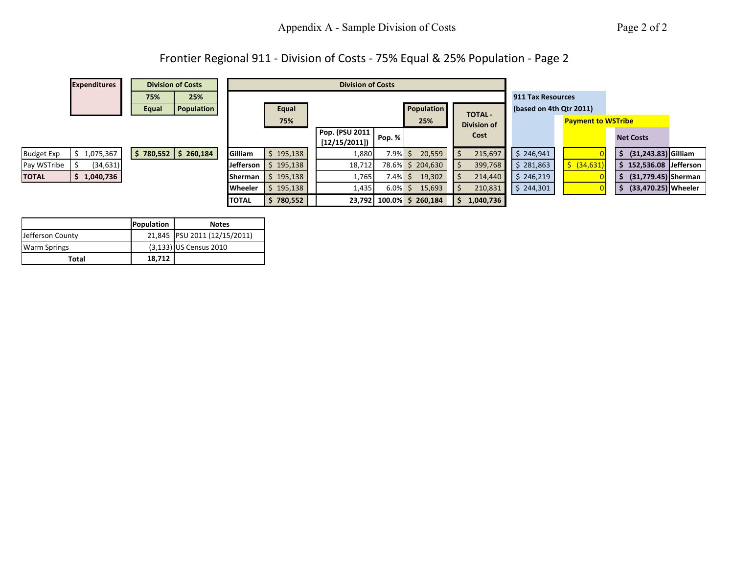# Appendix A - Sample Division of Costs

## Frontier Regional 911 - Division of Costs - 75% Equal & 25% Population - Page 2

| Expenditures | |
|---|---|
| Budget Exp | $ 1,075,367 |
| Pay WSTribe | $ (34,631) |
| **TOTAL** | **$ 1,040,736** |

| Division of Costs | |
|---|---|
| 75% | 25% |
| Equal | Population |
| **$ 780,552** | **$ 260,184** |

| Division of Costs | | | | | | 911 Tax Resources (based on 4th Qtr 2011) | Payment to WSTribe | Net Costs | |
|---|---|---|---|---|---|---|---|---|---|
| | Equal 75% | Pop. (PSU 2011 [12/15/2011]) | Pop. % | Population 25% | TOTAL - Division of Cost | | | | |
| **Gilliam** | $ 195,138 | 1,880 | 7.9% | $ 20,559 | $ 215,697 | $ 246,941 | 0 | **$ (31,243.83)** | **Gilliam** |
| **Jefferson** | $ 195,138 | 18,712 | 78.6% | $ 204,630 | $ 399,768 | $ 281,863 | $ (34,631) | **$ 152,536.08** | **Jefferson** |
| **Sherman** | $ 195,138 | 1,765 | 7.4% | $ 19,302 | $ 214,440 | $ 246,219 | 0 | **$ (31,779.45)** | **Sherman** |
| **Wheeler** | $ 195,138 | 1,435 | 6.0% | $ 15,693 | $ 210,831 | $ 244,301 | 0 | **$ (33,470.25)** | **Wheeler** |
| **TOTAL** | **$ 780,552** | **23,792** | **100.0%** | **$ 260,184** | **$ 1,040,736** | | | | |

| | Population | Notes |
|---|---|---|
| Jefferson County | 21,845 | PSU 2011 (12/15/2011) |
| Warm Springs | (3,133) | US Census 2010 |
| **Total** | **18,712** | |